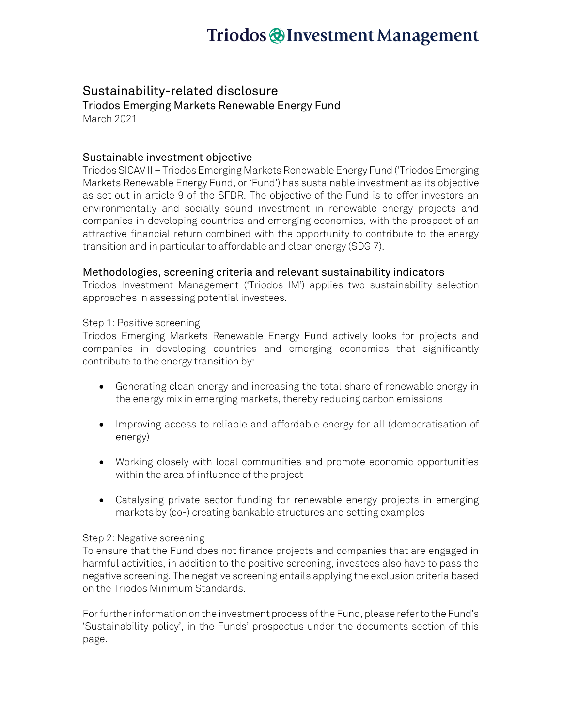Triodos Investment Management

# Sustainability-related disclosure

## Triodos Emerging Markets Renewable Energy Fund

March 2021

## Sustainable investment objective

Triodos SICAV II – Triodos Emerging Markets Renewable Energy Fund ('Triodos Emerging Markets Renewable Energy Fund, or 'Fund') has sustainable investment as its objective as set out in article 9 of the SFDR. The objective of the Fund is to offer investors an environmentally and socially sound investment in renewable energy projects and companies in developing countries and emerging economies, with the prospect of an attractive financial return combined with the opportunity to contribute to the energy transition and in particular to affordable and clean energy (SDG 7).

## Methodologies, screening criteria and relevant sustainability indicators

Triodos Investment Management ('Triodos IM') applies two sustainability selection approaches in assessing potential investees.

Step 1: Positive screening

Triodos Emerging Markets Renewable Energy Fund actively looks for projects and companies in developing countries and emerging economies that significantly contribute to the energy transition by:

- Generating clean energy and increasing the total share of renewable energy in the energy mix in emerging markets, thereby reducing carbon emissions
- Improving access to reliable and affordable energy for all (democratisation of energy)
- Working closely with local communities and promote economic opportunities within the area of influence of the project
- Catalysing private sector funding for renewable energy projects in emerging markets by (co-) creating bankable structures and setting examples

Step 2: Negative screening

To ensure that the Fund does not finance projects and companies that are engaged in harmful activities, in addition to the positive screening, investees also have to pass the negative screening. The negative screening entails applying the exclusion criteria based on the Triodos Minimum Standards.

For further information on the investment process of the Fund, please refer to the Fund's 'Sustainability policy', in the Funds' prospectus under the documents section of this page.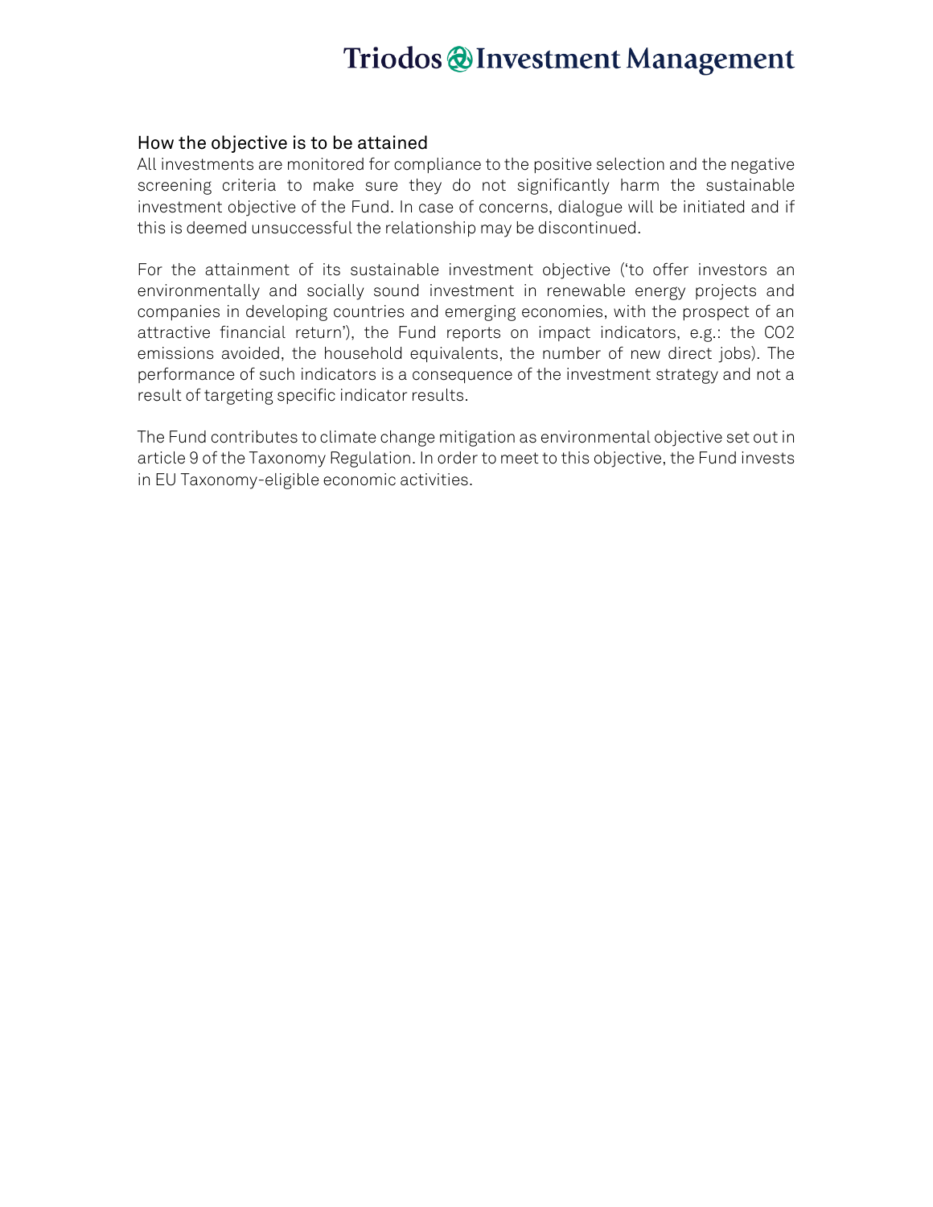## How the objective is to be attained

All investments are monitored for compliance to the positive selection and the negative screening criteria to make sure they do not significantly harm the sustainable investment objective of the Fund. In case of concerns, dialogue will be initiated and if this is deemed unsuccessful the relationship may be discontinued.

For the attainment of its sustainable investment objective ('to offer investors an environmentally and socially sound investment in renewable energy projects and companies in developing countries and emerging economies, with the prospect of an attractive financial return'), the Fund reports on impact indicators, e.g.: the $CO_2$ emissions avoided, the household equivalents, the number of new direct jobs). The performance of such indicators is a consequence of the investment strategy and not a result of targeting specific indicator results.

The Fund contributes to climate change mitigation as environmental objective set out in article 9 of the Taxonomy Regulation. In order to meet to this objective, the Fund invests in EU Taxonomy-eligible economic activities.